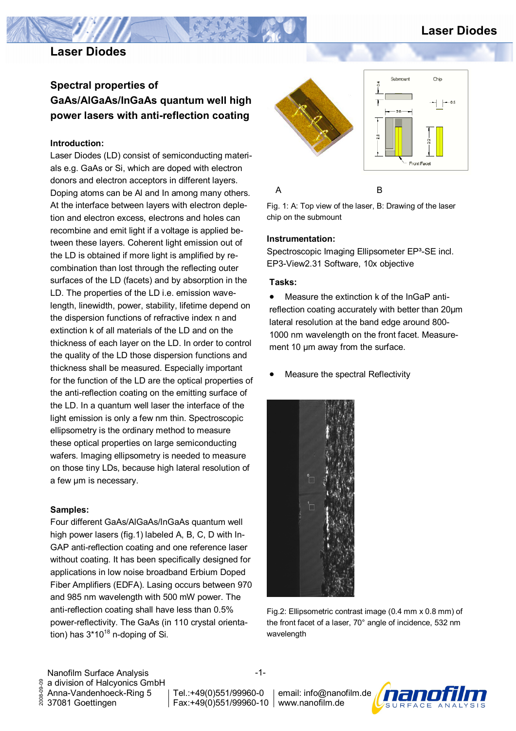# Laser Diodes

## Spectral properties of GaAs/AlGaAs/InGaAs quantum well high power lasers with anti-reflection coating

### Introduction:

Laser Diodes (LD) consist of semiconducting materials e.g. GaAs or Si, which are doped with electron donors and electron acceptors in different layers. Doping atoms can be Al and In among many others. At the interface between layers with electron depletion and electron excess, electrons and holes can recombine and emit light if a voltage is applied between these layers. Coherent light emission out of the LD is obtained if more light is amplified by recombination than lost through the reflecting outer surfaces of the LD (facets) and by absorption in the LD. The properties of the LD i.e. emission wavelength, linewidth, power, stability, lifetime depend on the dispersion functions of refractive index n and extinction k of all materials of the LD and on the thickness of each layer on the LD. In order to control the quality of the LD those dispersion functions and thickness shall be measured. Especially important for the function of the LD are the optical properties of the anti-reflection coating on the emitting surface of the LD. In a quantum well laser the interface of the light emission is only a few nm thin. Spectroscopic ellipsometry is the ordinary method to measure these optical properties on large semiconducting wafers. Imaging ellipsometry is needed to measure on those tiny LDs, because high lateral resolution of a few µm is necessary.

### Samples:

Four different GaAs/AlGaAs/InGaAs quantum well high power lasers (fig.1) labeled A, B, C, D with InGAP anti-reflection coating and one reference laser without coating. It has been specifically designed for applications in low noise broadband Erbium Doped Fiber Amplifiers (EDFA). Lasing occurs between 970 and 985 nm wavelength with 500 mW power. The anti-reflection coating shall have less than 0.5% power-reflectivity. The GaAs (in 110 crystal orientation) has $3 \cdot 10^{18}$ n-doping of Si.

A B

Fig. 1: A: Top view of the laser, B: Drawing of the laser chip on the submount

### Instrumentation:

Spectroscopic Imaging Ellipsometer EP³-SE incl. EP3-View2.31 Software, 10x objective

### Tasks:

- Measure the extinction k of the InGaP anti-reflection coating accurately with better than 20µm lateral resolution at the band edge around 800-1000 nm wavelength on the front facet. Measurement 10 µm away from the surface.
- Measure the spectral Reflectivity

Fig.2: Ellipsometric contrast image (0.4 mm x 0.8 mm) of the front facet of a laser, 70° angle of incidence, 532 nm wavelength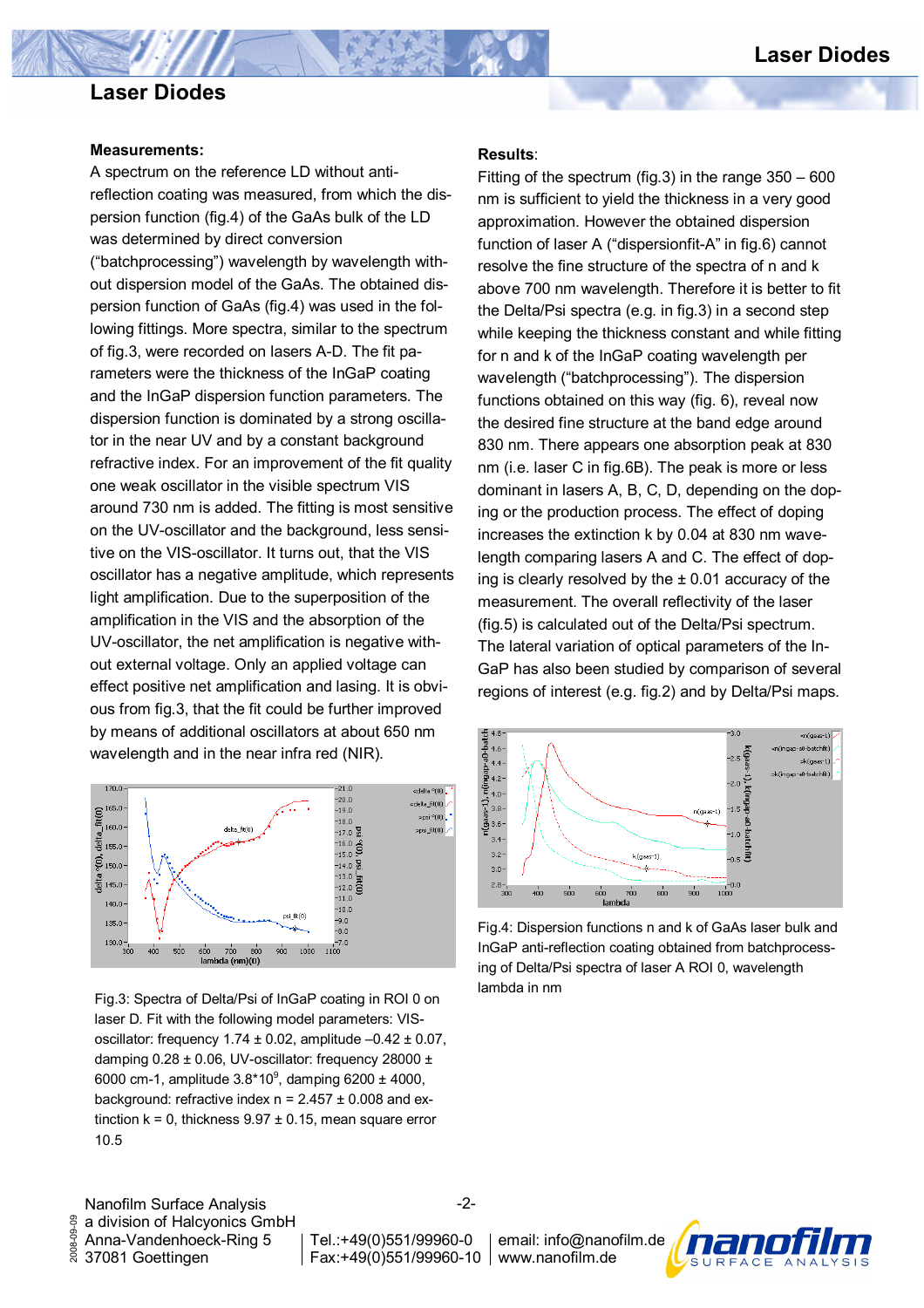## Laser Diodes

**Measurements:**

A spectrum on the reference LD without anti-reflection coating was measured, from which the dispersion function (fig.4) of the GaAs bulk of the LD was determined by direct conversion ("batchprocessing") wavelength by wavelength without dispersion model of the GaAs. The obtained dispersion function of GaAs (fig.4) was used in the following fittings. More spectra, similar to the spectrum of fig.3, were recorded on lasers A-D. The fit parameters were the thickness of the InGaP coating and the InGaP dispersion function parameters. The dispersion function is dominated by a strong oscillator in the near UV and by a constant background refractive index. For an improvement of the fit quality one weak oscillator in the visible spectrum VIS around 730 nm is added. The fitting is most sensitive on the UV-oscillator and the background, less sensitive on the VIS-oscillator. It turns out, that the VIS oscillator has a negative amplitude, which represents light amplification. Due to the superposition of the amplification in the VIS and the absorption of the UV-oscillator, the net amplification is negative without external voltage. Only an applied voltage can effect positive net amplification and lasing. It is obvious from fig.3, that the fit could be further improved by means of additional oscillators at about 650 nm wavelength and in the near infra red (NIR).

Fig.3: Spectra of Delta/Psi of InGaP coating in ROI 0 on laser D. Fit with the following model parameters: VIS-oscillator: frequency 1.74 ± 0.02, amplitude –0.42 ± 0.07, damping 0.28 ± 0.06, UV-oscillator: frequency 28000 ± 6000 cm-1, amplitude $3.8 \cdot 10^{9}$, damping 6200 ± 4000, background: refractive index n = 2.457 ± 0.008 and extinction k = 0, thickness 9.97 ± 0.15, mean square error 10.5

**Results**:

Fitting of the spectrum (fig.3) in the range 350 – 600 nm is sufficient to yield the thickness in a very good approximation. However the obtained dispersion function of laser A ("dispersionfit-A" in fig.6) cannot resolve the fine structure of the spectra of n and k above 700 nm wavelength. Therefore it is better to fit the Delta/Psi spectra (e.g. in fig.3) in a second step while keeping the thickness constant and while fitting for n and k of the InGaP coating wavelength per wavelength ("batchprocessing"). The dispersion functions obtained on this way (fig. 6), reveal now the desired fine structure at the band edge around 830 nm. There appears one absorption peak at 830 nm (i.e. laser C in fig.6B). The peak is more or less dominant in lasers A, B, C, D, depending on the doping or the production process. The effect of doping increases the extinction k by 0.04 at 830 nm wavelength comparing lasers A and C. The effect of doping is clearly resolved by the ± 0.01 accuracy of the measurement. The overall reflectivity of the laser (fig.5) is calculated out of the Delta/Psi spectrum. The lateral variation of optical parameters of the InGaP has also been studied by comparison of several regions of interest (e.g. fig.2) and by Delta/Psi maps.

Fig.4: Dispersion functions n and k of GaAs laser bulk and InGaP anti-reflection coating obtained from batchprocessing of Delta/Psi spectra of laser A ROI 0, wavelength lambda in nm

Nanofilm Surface Analysis
a division of Halcyonics GmbH
Anna-Vandenhoeck-Ring 5
37081 Goettingen

Tel.:+49(0)551/99960-0
Fax:+49(0)551/99960-10

email: info@nanofilm.de
www.nanofilm.de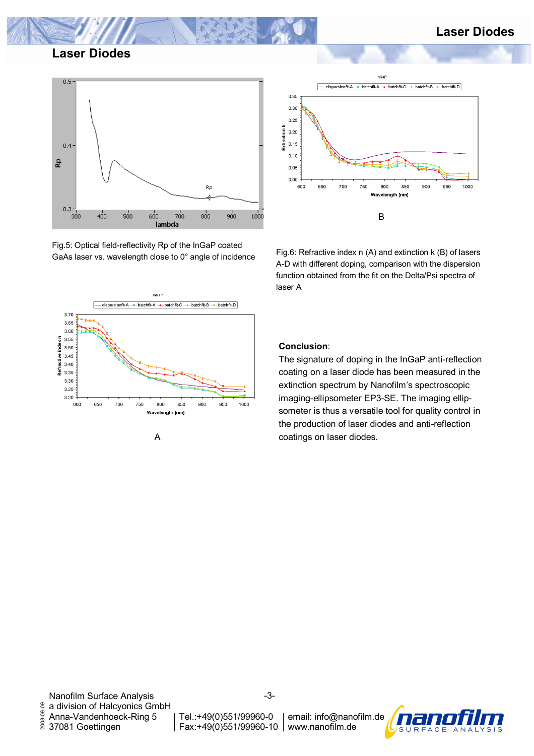# Laser Diodes

0.5
0.4
0.3
Rp
300
400
500
600
700
800
900
1000
lambda
Rp

Fig.5: Optical field-reflectivity Rp of the InGaP coated GaAs laser vs. wavelength close to 0° angle of incidence

InGaP
dispersionfit-A
batchfit-A
batchfit-C
batchfit-B
batchfit-D
Extinction k
0.35
0.30
0.25
0.20
0.15
0.10
0.05
0.00
600
650
700
750
800
850
900
950
1000
Wavelength [nm]

B

Fig.6: Refractive index n (A) and extinction k (B) of lasers A-D with different doping, comparison with the dispersion function obtained from the fit on the Delta/Psi spectra of laser A

InGaP
dispersionfit-A
batchfit-A
batchfit-C
batchfit-B
batchfit-D
Refractive index n
3.70
3.65
3.60
3.55
3.50
3.45
3.40
3.35
3.30
3.25
3.20
600
650
700
750
800
850
900
950
1000
Wavelength [nm]

A

**Conclusion**:

The signature of doping in the InGaP anti-reflection coating on a laser diode has been measured in the extinction spectrum by Nanofilm's spectroscopic imaging-ellipsometer EP3-SE. The imaging ellipsometer is thus a versatile tool for quality control in the production of laser diodes and anti-reflection coatings on laser diodes.

Nanofilm Surface Analysis
a division of Halcyonics GmbH
Anna-Vandenhoeck-Ring 5
37081 Goettingen

Tel.:+49(0)551/99960-0
Fax:+49(0)551/99960-10

email: info@nanofilm.de
www.nanofilm.de